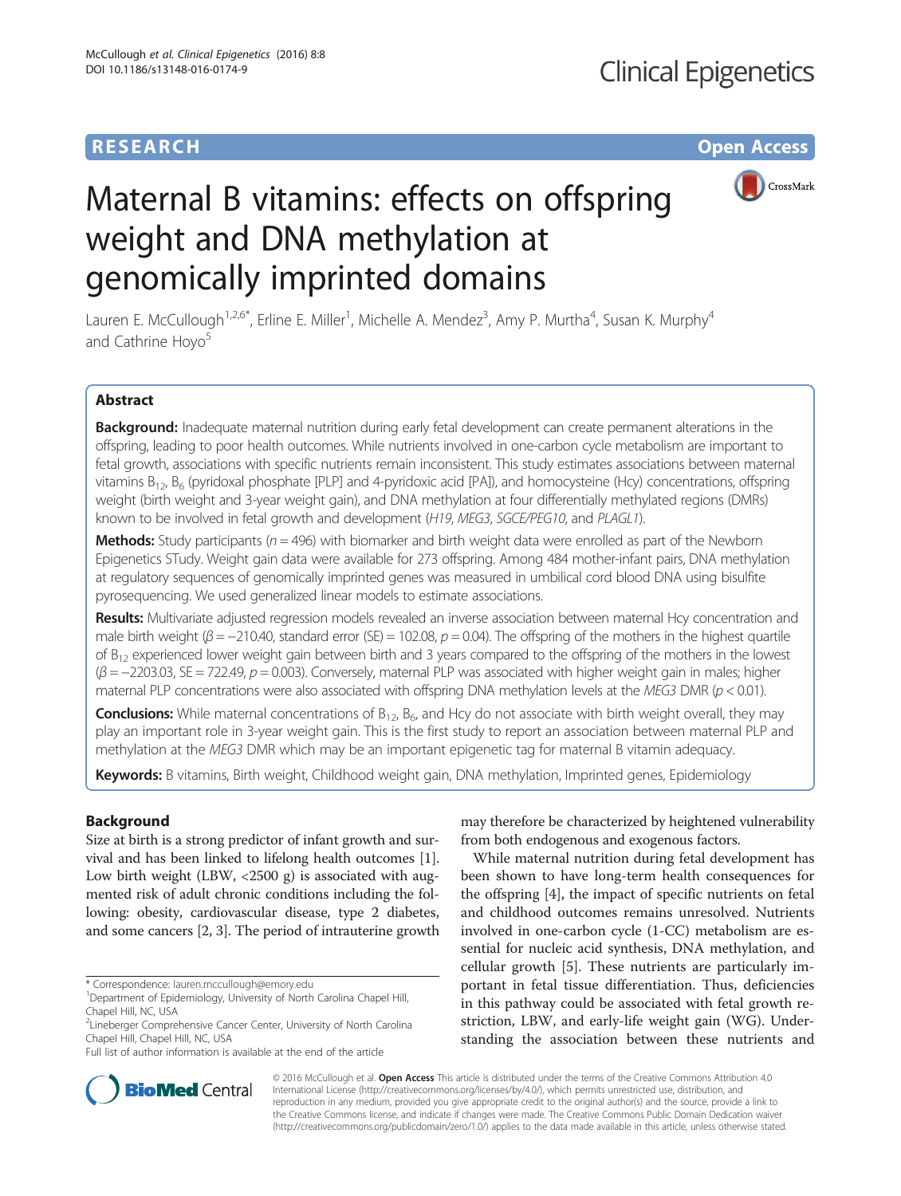RESEARCH Open Access

# Maternal B vitamins: effects on offspring weight and DNA methylation at genomically imprinted domains

Lauren E. McCullough[1,2,6*], Erline E. Miller[1], Michelle A. Mendez[3], Amy P. Murtha[4], Susan K. Murphy[4] and Cathrine Hoyo[5]

## Abstract

**Background:** Inadequate maternal nutrition during early fetal development can create permanent alterations in the offspring, leading to poor health outcomes. While nutrients involved in one-carbon cycle metabolism are important to fetal growth, associations with specific nutrients remain inconsistent. This study estimates associations between maternal vitamins $B_{12}$, $B_6$ (pyridoxal phosphate [PLP] and 4-pyridoxic acid [PA]), and homocysteine (Hcy) concentrations, offspring weight (birth weight and 3-year weight gain), and DNA methylation at four differentially methylated regions (DMRs) known to be involved in fetal growth and development (*H19*, *MEG3*, *SGCE/PEG10*, and *PLAGL1*).

**Methods:** Study participants ($n = 496$) with biomarker and birth weight data were enrolled as part of the Newborn Epigenetics STudy. Weight gain data were available for 273 offspring. Among 484 mother-infant pairs, DNA methylation at regulatory sequences of genomically imprinted genes was measured in umbilical cord blood DNA using bisulfite pyrosequencing. We used generalized linear models to estimate associations.

**Results:** Multivariate adjusted regression models revealed an inverse association between maternal Hcy concentration and male birth weight ($\beta = -210.40$, standard error (SE) = 102.08, $p = 0.04$). The offspring of the mothers in the highest quartile of $B_{12}$ experienced lower weight gain between birth and 3 years compared to the offspring of the mothers in the lowest ($\beta = -2203.03$, SE = 722.49, $p = 0.003$). Conversely, maternal PLP was associated with higher weight gain in males; higher maternal PLP concentrations were also associated with offspring DNA methylation levels at the *MEG3* DMR ($p < 0.01$).

**Conclusions:** While maternal concentrations of $B_{12}$, $B_6$, and Hcy do not associate with birth weight overall, they may play an important role in 3-year weight gain. This is the first study to report an association between maternal PLP and methylation at the *MEG3* DMR which may be an important epigenetic tag for maternal B vitamin adequacy.

**Keywords:** B vitamins, Birth weight, Childhood weight gain, DNA methylation, Imprinted genes, Epidemiology

## Background

Size at birth is a strong predictor of infant growth and survival and has been linked to lifelong health outcomes [1]. Low birth weight (LBW, <2500 g) is associated with augmented risk of adult chronic conditions including the following: obesity, cardiovascular disease, type 2 diabetes, and some cancers [2, 3]. The period of intrauterine growth may therefore be characterized by heightened vulnerability from both endogenous and exogenous factors.

While maternal nutrition during fetal development has been shown to have long-term health consequences for the offspring [4], the impact of specific nutrients on fetal and childhood outcomes remains unresolved. Nutrients involved in one-carbon cycle (1-CC) metabolism are essential for nucleic acid synthesis, DNA methylation, and cellular growth [5]. These nutrients are particularly important in fetal tissue differentiation. Thus, deficiencies in this pathway could be associated with fetal growth restriction, LBW, and early-life weight gain (WG). Understanding the association between these nutrients and

* Correspondence: lauren.mccullough@emory.edu
[1]Department of Epidemiology, University of North Carolina Chapel Hill, Chapel Hill, NC, USA
[2]Lineberger Comprehensive Cancer Center, University of North Carolina Chapel Hill, Chapel Hill, NC, USA
Full list of author information is available at the end of the article

© 2016 McCullough et al. **Open Access** This article is distributed under the terms of the Creative Commons Attribution 4.0 International License (http://creativecommons.org/licenses/by/4.0/), which permits unrestricted use, distribution, and reproduction in any medium, provided you give appropriate credit to the original author(s) and the source, provide a link to the Creative Commons license, and indicate if changes were made. The Creative Commons Public Domain Dedication waiver (http://creativecommons.org/publicdomain/zero/1.0/) applies to the data made available in this article, unless otherwise stated.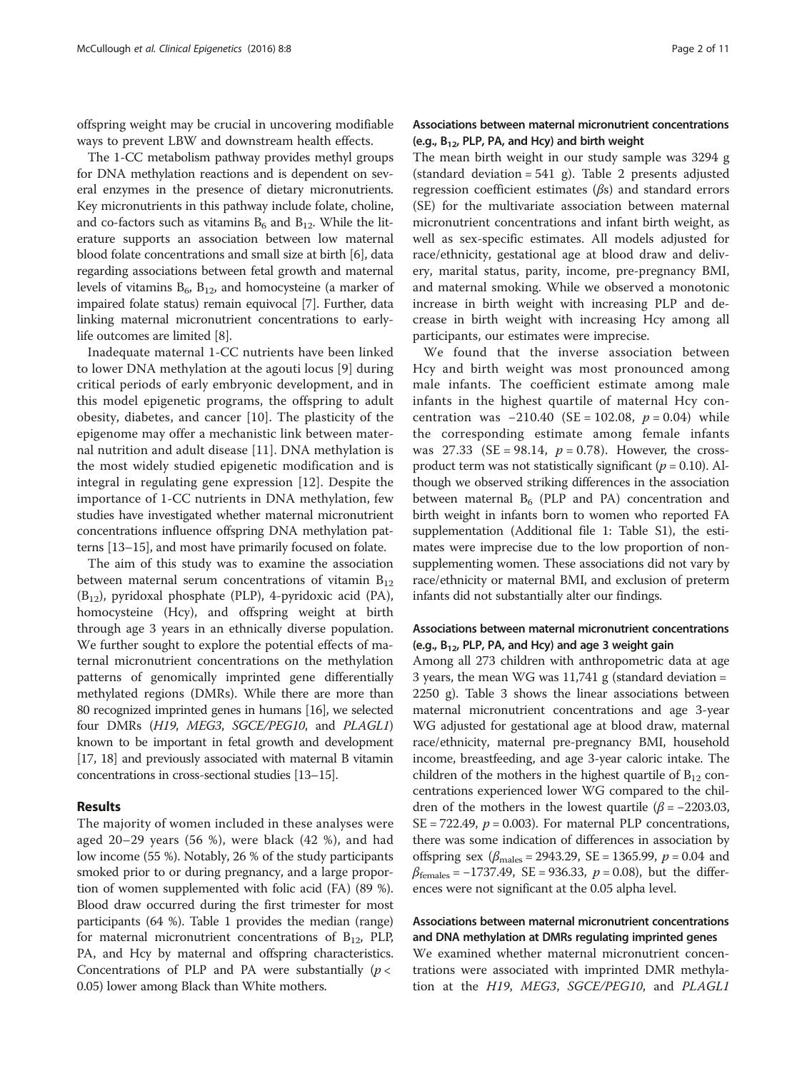offspring weight may be crucial in uncovering modifiable ways to prevent LBW and downstream health effects.

The 1-CC metabolism pathway provides methyl groups for DNA methylation reactions and is dependent on several enzymes in the presence of dietary micronutrients. Key micronutrients in this pathway include folate, choline, and co-factors such as vitamins $B_6$ and $B_{12}$. While the literature supports an association between low maternal blood folate concentrations and small size at birth [6], data regarding associations between fetal growth and maternal levels of vitamins $B_6$, $B_{12}$, and homocysteine (a marker of impaired folate status) remain equivocal [7]. Further, data linking maternal micronutrient concentrations to early-life outcomes are limited [8].

Inadequate maternal 1-CC nutrients have been linked to lower DNA methylation at the agouti locus [9] during critical periods of early embryonic development, and in this model epigenetic programs, the offspring to adult obesity, diabetes, and cancer [10]. The plasticity of the epigenome may offer a mechanistic link between maternal nutrition and adult disease [11]. DNA methylation is the most widely studied epigenetic modification and is integral in regulating gene expression [12]. Despite the importance of 1-CC nutrients in DNA methylation, few studies have investigated whether maternal micronutrient concentrations influence offspring DNA methylation patterns [13–15], and most have primarily focused on folate.

The aim of this study was to examine the association between maternal serum concentrations of vitamin $B_{12}$ ($B_{12}$), pyridoxal phosphate (PLP), 4-pyridoxic acid (PA), homocysteine (Hcy), and offspring weight at birth through age 3 years in an ethnically diverse population. We further sought to explore the potential effects of maternal micronutrient concentrations on the methylation patterns of genomically imprinted gene differentially methylated regions (DMRs). While there are more than 80 recognized imprinted genes in humans [16], we selected four DMRs (*H19*, *MEG3*, *SGCE/PEG10*, and *PLAGL1*) known to be important in fetal growth and development [17, 18] and previously associated with maternal B vitamin concentrations in cross-sectional studies [13–15].

## Results

The majority of women included in these analyses were aged 20–29 years (56 %), were black (42 %), and had low income (55 %). Notably, 26 % of the study participants smoked prior to or during pregnancy, and a large proportion of women supplemented with folic acid (FA) (89 %). Blood draw occurred during the first trimester for most participants (64 %). Table 1 provides the median (range) for maternal micronutrient concentrations of $B_{12}$, PLP, PA, and Hcy by maternal and offspring characteristics. Concentrations of PLP and PA were substantially ($p <$ 0.05) lower among Black than White mothers.

### Associations between maternal micronutrient concentrations (e.g., $B_{12}$, PLP, PA, and Hcy) and birth weight

The mean birth weight in our study sample was 3294 g (standard deviation = 541 g). Table 2 presents adjusted regression coefficient estimates ($\beta$s) and standard errors (SE) for the multivariate association between maternal micronutrient concentrations and infant birth weight, as well as sex-specific estimates. All models adjusted for race/ethnicity, gestational age at blood draw and delivery, marital status, parity, income, pre-pregnancy BMI, and maternal smoking. While we observed a monotonic increase in birth weight with increasing PLP and decrease in birth weight with increasing Hcy among all participants, our estimates were imprecise.

We found that the inverse association between Hcy and birth weight was most pronounced among male infants. The coefficient estimate among male infants in the highest quartile of maternal Hcy concentration was −210.40 (SE = 102.08, $p = 0.04$) while the corresponding estimate among female infants was 27.33 (SE = 98.14, $p = 0.78$). However, the cross-product term was not statistically significant ($p = 0.10$). Although we observed striking differences in the association between maternal $B_6$ (PLP and PA) concentration and birth weight in infants born to women who reported FA supplementation (Additional file 1: Table S1), the estimates were imprecise due to the low proportion of non-supplementing women. These associations did not vary by race/ethnicity or maternal BMI, and exclusion of preterm infants did not substantially alter our findings.

### Associations between maternal micronutrient concentrations (e.g., $B_{12}$, PLP, PA, and Hcy) and age 3 weight gain

Among all 273 children with anthropometric data at age 3 years, the mean WG was 11,741 g (standard deviation = 2250 g). Table 3 shows the linear associations between maternal micronutrient concentrations and age 3-year WG adjusted for gestational age at blood draw, maternal race/ethnicity, maternal pre-pregnancy BMI, household income, breastfeeding, and age 3-year caloric intake. The children of the mothers in the highest quartile of $B_{12}$ concentrations experienced lower WG compared to the children of the mothers in the lowest quartile ($\beta = -2203.03$, SE = 722.49, $p = 0.003$). For maternal PLP concentrations, there was some indication of differences in association by offspring sex ($\beta_{\text{males}} = 2943.29$, SE = 1365.99, $p = 0.04$ and $\beta_{\text{females}} = -1737.49$, SE = 936.33, $p = 0.08$), but the differences were not significant at the 0.05 alpha level.

### Associations between maternal micronutrient concentrations and DNA methylation at DMRs regulating imprinted genes

We examined whether maternal micronutrient concentrations were associated with imprinted DMR methylation at the *H19*, *MEG3*, *SGCE/PEG10*, and *PLAGL1*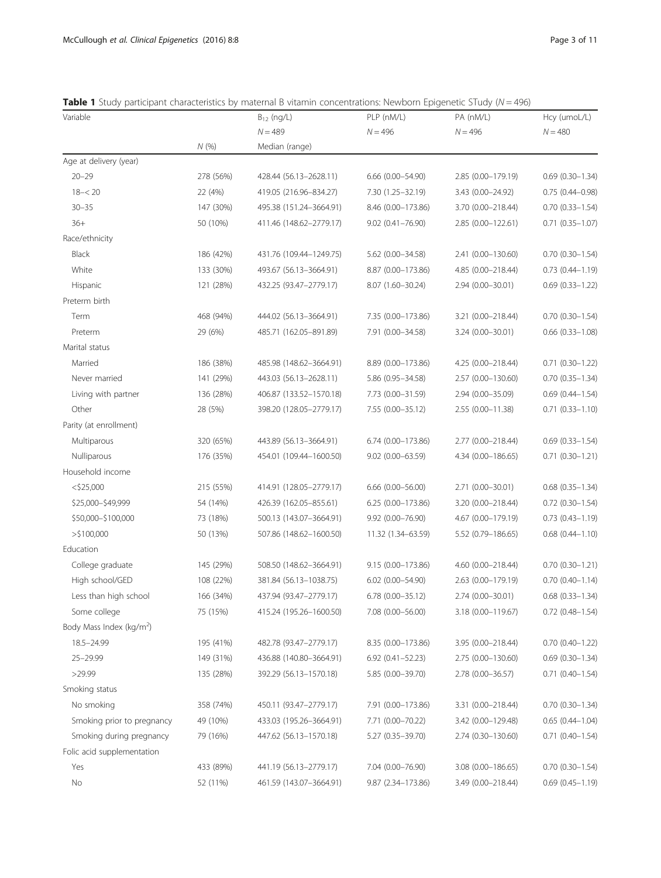**Table 1** Study participant characteristics by maternal B vitamin concentrations: Newborn Epigenetic STudy ($N = 496$)

| Variable | | $B_{12}$ (ng/L) | PLP (nM/L) | PA (nM/L) | Hcy (umoL/L) |
|---|---|---|---|---|---|
| | | $N = 489$ | $N = 496$ | $N = 496$ | $N = 480$ |
| | *N* (%) | Median (range) | | | |
| Age at delivery (year) | | | | | |
| 20–29 | 278 (56%) | 428.44 (56.13–2628.11) | 6.66 (0.00–54.90) | 2.85 (0.00–179.19) | 0.69 (0.30–1.34) |
| 18–< 20 | 22 (4%) | 419.05 (216.96–834.27) | 7.30 (1.25–32.19) | 3.43 (0.00–24.92) | 0.75 (0.44–0.98) |
| 30–35 | 147 (30%) | 495.38 (151.24–3664.91) | 8.46 (0.00–173.86) | 3.70 (0.00–218.44) | 0.70 (0.33–1.54) |
| 36+ | 50 (10%) | 411.46 (148.62–2779.17) | 9.02 (0.41–76.90) | 2.85 (0.00–122.61) | 0.71 (0.35–1.07) |
| Race/ethnicity | | | | | |
| Black | 186 (42%) | 431.76 (109.44–1249.75) | 5.62 (0.00–34.58) | 2.41 (0.00–130.60) | 0.70 (0.30–1.54) |
| White | 133 (30%) | 493.67 (56.13–3664.91) | 8.87 (0.00–173.86) | 4.85 (0.00–218.44) | 0.73 (0.44–1.19) |
| Hispanic | 121 (28%) | 432.25 (93.47–2779.17) | 8.07 (1.60–30.24) | 2.94 (0.00–30.01) | 0.69 (0.33–1.22) |
| Preterm birth | | | | | |
| Term | 468 (94%) | 444.02 (56.13–3664.91) | 7.35 (0.00–173.86) | 3.21 (0.00–218.44) | 0.70 (0.30–1.54) |
| Preterm | 29 (6%) | 485.71 (162.05–891.89) | 7.91 (0.00–34.58) | 3.24 (0.00–30.01) | 0.66 (0.33–1.08) |
| Marital status | | | | | |
| Married | 186 (38%) | 485.98 (148.62–3664.91) | 8.89 (0.00–173.86) | 4.25 (0.00–218.44) | 0.71 (0.30–1.22) |
| Never married | 141 (29%) | 443.03 (56.13–2628.11) | 5.86 (0.95–34.58) | 2.57 (0.00–130.60) | 0.70 (0.35–1.34) |
| Living with partner | 136 (28%) | 406.87 (133.52–1570.18) | 7.73 (0.00–31.59) | 2.94 (0.00–35.09) | 0.69 (0.44–1.54) |
| Other | 28 (5%) | 398.20 (128.05–2779.17) | 7.55 (0.00–35.12) | 2.55 (0.00–11.38) | 0.71 (0.33–1.10) |
| Parity (at enrollment) | | | | | |
| Multiparous | 320 (65%) | 443.89 (56.13–3664.91) | 6.74 (0.00–173.86) | 2.77 (0.00–218.44) | 0.69 (0.33–1.54) |
| Nulliparous | 176 (35%) | 454.01 (109.44–1600.50) | 9.02 (0.00–63.59) | 4.34 (0.00–186.65) | 0.71 (0.30–1.21) |
| Household income | | | | | |
| <$25,000 | 215 (55%) | 414.91 (128.05–2779.17) | 6.66 (0.00–56.00) | 2.71 (0.00–30.01) | 0.68 (0.35–1.34) |
| $25,000–$49,999 | 54 (14%) | 426.39 (162.05–855.61) | 6.25 (0.00–173.86) | 3.20 (0.00–218.44) | 0.72 (0.30–1.54) |
| $50,000–$100,000 | 73 (18%) | 500.13 (143.07–3664.91) | 9.92 (0.00–76.90) | 4.67 (0.00–179.19) | 0.73 (0.43–1.19) |
| >$100,000 | 50 (13%) | 507.86 (148.62–1600.50) | 11.32 (1.34–63.59) | 5.52 (0.79–186.65) | 0.68 (0.44–1.10) |
| Education | | | | | |
| College graduate | 145 (29%) | 508.50 (148.62–3664.91) | 9.15 (0.00–173.86) | 4.60 (0.00–218.44) | 0.70 (0.30–1.21) |
| High school/GED | 108 (22%) | 381.84 (56.13–1038.75) | 6.02 (0.00–54.90) | 2.63 (0.00–179.19) | 0.70 (0.40–1.14) |
| Less than high school | 166 (34%) | 437.94 (93.47–2779.17) | 6.78 (0.00–35.12) | 2.74 (0.00–30.01) | 0.68 (0.33–1.34) |
| Some college | 75 (15%) | 415.24 (195.26–1600.50) | 7.08 (0.00–56.00) | 3.18 (0.00–119.67) | 0.72 (0.48–1.54) |
| Body Mass Index (kg/m$^2$) | | | | | |
| 18.5–24.99 | 195 (41%) | 482.78 (93.47–2779.17) | 8.35 (0.00–173.86) | 3.95 (0.00–218.44) | 0.70 (0.40–1.22) |
| 25–29.99 | 149 (31%) | 436.88 (140.80–3664.91) | 6.92 (0.41–52.23) | 2.75 (0.00–130.60) | 0.69 (0.30–1.34) |
| >29.99 | 135 (28%) | 392.29 (56.13–1570.18) | 5.85 (0.00–39.70) | 2.78 (0.00–36.57) | 0.71 (0.40–1.54) |
| Smoking status | | | | | |
| No smoking | 358 (74%) | 450.11 (93.47–2779.17) | 7.91 (0.00–173.86) | 3.31 (0.00–218.44) | 0.70 (0.30–1.34) |
| Smoking prior to pregnancy | 49 (10%) | 433.03 (195.26–3664.91) | 7.71 (0.00–70.22) | 3.42 (0.00–129.48) | 0.65 (0.44–1.04) |
| Smoking during pregnancy | 79 (16%) | 447.62 (56.13–1570.18) | 5.27 (0.35–39.70) | 2.74 (0.30–130.60) | 0.71 (0.40–1.54) |
| Folic acid supplementation | | | | | |
| Yes | 433 (89%) | 441.19 (56.13–2779.17) | 7.04 (0.00–76.90) | 3.08 (0.00–186.65) | 0.70 (0.30–1.54) |
| No | 52 (11%) | 461.59 (143.07–3664.91) | 9.87 (2.34–173.86) | 3.49 (0.00–218.44) | 0.69 (0.45–1.19) |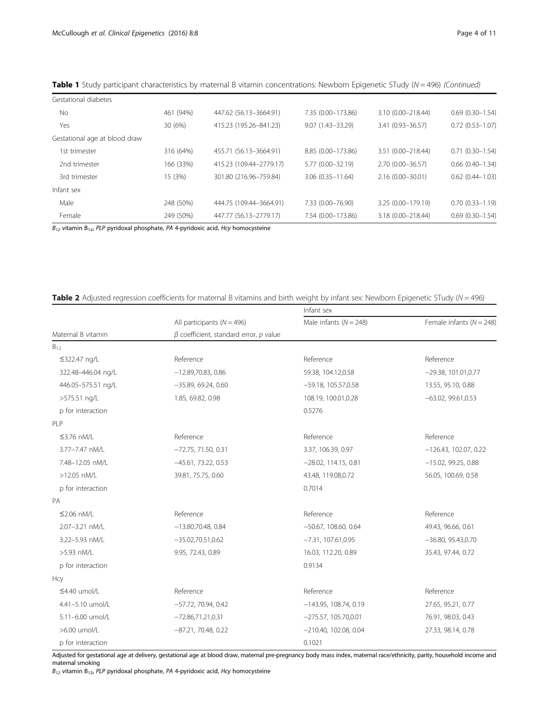**Table 1** Study participant characteristics by maternal B vitamin concentrations: Newborn Epigenetic STudy ($N = 496$) *(Continued)*

| | | | | | |
|---|---|---|---|---|---|
| Gestational diabetes | | | | | |
| No | 461 (94%) | 447.62 (56.13–3664.91) | 7.35 (0.00–173.86) | 3.10 (0.00–218.44) | 0.69 (0.30–1.54) |
| Yes | 30 (6%) | 415.23 (195.26–841.23) | 9.07 (1.43–33.29) | 3.41 (0.93–36.57) | 0.72 (0.53–1.07) |
| Gestational age at blood draw | | | | | |
| 1st trimester | 316 (64%) | 455.71 (56.13–3664.91) | 8.85 (0.00–173.86) | 3.51 (0.00–218.44) | 0.71 (0.30–1.54) |
| 2nd trimester | 166 (33%) | 415.23 (109.44–2779.17) | 5.77 (0.00–32.19) | 2.70 (0.00–36.57) | 0.66 (0.40–1.34) |
| 3rd trimester | 15 (3%) | 301.80 (216.96–759.84) | 3.06 (0.35–11.64) | 2.16 (0.00–30.01) | 0.62 (0.44–1.03) |
| Infant sex | | | | | |
| Male | 248 (50%) | 444.75 (109.44–3664.91) | 7.33 (0.00–76.90) | 3.25 (0.00–179.19) | 0.70 (0.33–1.19) |
| Female | 249 (50%) | 447.77 (56.13–2779.17) | 7.54 (0.00–173.86) | 3.18 (0.00–218.44) | 0.69 (0.30–1.54) |

*$B_{12}$* vitamin $B_{12}$, *PLP* pyridoxal phosphate, *PA* 4-pyridoxic acid, *Hcy* homocysteine

**Table 2** Adjusted regression coefficients for maternal B vitamins and birth weight by infant sex: Newborn Epigenetic STudy ($N = 496$)

| | | Infant sex | |
|---|---|---|---|
| | All participants ($N = 496$) | Male infants ($N = 248$) | Female infants ($N = 248$) |
| Maternal B vitamin | $\beta$ coefficient, standard error, $p$ value | | |
| $B_{12}$ | | | |
| ≤322.47 ng/L | Reference | Reference | Reference |
| 322.48–446.04 ng/L | −12.89,70.83, 0.86 | 59.38, 104.12,0.58 | −29.38, 101.01,0.77 |
| 446.05–575.51 ng/L | −35.89, 69.24, 0.60 | −59.18, 105.57,0.58 | 13.55, 95.10, 0.88 |
| >575.51 ng/L | 1.85, 69.82, 0.98 | 108.19, 100.01,0.28 | −63.02, 99.61,0.53 |
| p for interaction | | 0.5276 | |
| PLP | | | |
| ≤3.76 nM/L | Reference | Reference | Reference |
| 3.77–7.47 nM/L | −72.75, 71.50, 0.31 | 3.37, 106.39, 0.97 | −126.43, 102.07, 0.22 |
| 7.48–12.05 nM/L | −45.61, 73.22, 0.53 | −28.02, 114.15, 0.81 | −15.02, 99.25, 0.88 |
| >12.05 nM/L | 39.81, 75.75, 0.60 | 43.48, 119.08,0.72 | 56.05, 100.69, 0.58 |
| p for interaction | | 0.7014 | |
| PA | | | |
| ≤2.06 nM/L | Reference | Reference | Reference |
| 2.07–3.21 nM/L | −13.80,70.48, 0.84 | −50.67, 108.60, 0.64 | 49.43, 96.66, 0.61 |
| 3.22–5.93 nM/L | −35.02,70.51,0.62 | −7.31, 107.61,0.95 | −36.80, 95.43,0.70 |
| >5.93 nM/L | 9.95, 72.43, 0.89 | 16.03, 112.20, 0.89 | 35.43, 97.44, 0.72 |
| p for interaction | | 0.9134 | |
| Hcy | | | |
| ≤4.40 umol/L | Reference | Reference | Reference |
| 4.41–5.10 umol/L | −57.72, 70.94, 0.42 | −143.95, 108.74, 0.19 | 27.65, 95.21, 0.77 |
| 5.11–6.00 umol/L | −72.86,71.21,0.31 | −275.57, 105.70,0.01 | 76.91, 98.03, 0.43 |
| >6.00 umol/L | −87.21, 70.48, 0.22 | −210.40, 102.08, 0.04 | 27.33, 98.14, 0.78 |
| p for interaction | | 0.1021 | |

Adjusted for gestational age at delivery, gestational age at blood draw, maternal pre-pregnancy body mass index, maternal race/ethnicity, parity, household income and maternal smoking

*$B_{12}$* vitamin $B_{12}$, *PLP* pyridoxal phosphate, *PA* 4-pyridoxic acid, *Hcy* homocysteine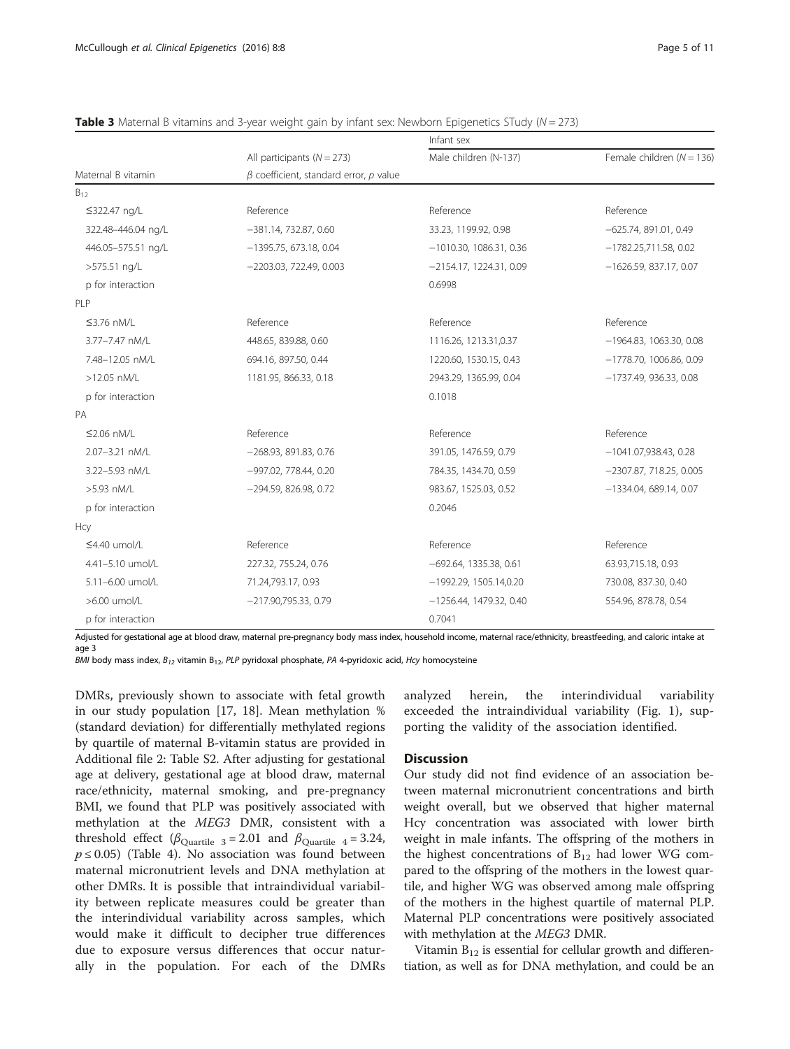**Table 3** Maternal B vitamins and 3-year weight gain by infant sex: Newborn Epigenetics STudy ($N = 273$)

| | | Infant sex | |
|---|---|---|---|
| | All participants ($N = 273$) | Male children (N-137) | Female children ($N = 136$) |
| Maternal B vitamin | $\beta$ coefficient, standard error, $p$ value | | |
| $B_{12}$ | | | |
| ≤322.47 ng/L | Reference | Reference | Reference |
| 322.48–446.04 ng/L | −381.14, 732.87, 0.60 | 33.23, 1199.92, 0.98 | −625.74, 891.01, 0.49 |
| 446.05–575.51 ng/L | −1395.75, 673.18, 0.04 | −1010.30, 1086.31, 0.36 | −1782.25,711.58, 0.02 |
| >575.51 ng/L | −2203.03, 722.49, 0.003 | −2154.17, 1224.31, 0.09 | −1626.59, 837.17, 0.07 |
| p for interaction | | 0.6998 | |
| PLP | | | |
| ≤3.76 nM/L | Reference | Reference | Reference |
| 3.77–7.47 nM/L | 448.65, 839.88, 0.60 | 1116.26, 1213.31,0.37 | −1964.83, 1063.30, 0.08 |
| 7.48–12.05 nM/L | 694.16, 897.50, 0.44 | 1220.60, 1530.15, 0.43 | −1778.70, 1006.86, 0.09 |
| >12.05 nM/L | 1181.95, 866.33, 0.18 | 2943.29, 1365.99, 0.04 | −1737.49, 936.33, 0.08 |
| p for interaction | | 0.1018 | |
| PA | | | |
| ≤2.06 nM/L | Reference | Reference | Reference |
| 2.07–3.21 nM/L | −268.93, 891.83, 0.76 | 391.05, 1476.59, 0.79 | −1041.07,938.43, 0.28 |
| 3.22–5.93 nM/L | −997.02, 778.44, 0.20 | 784.35, 1434.70, 0.59 | −2307.87, 718.25, 0.005 |
| >5.93 nM/L | −294.59, 826.98, 0.72 | 983.67, 1525.03, 0.52 | −1334.04, 689.14, 0.07 |
| p for interaction | | 0.2046 | |
| Hcy | | | |
| ≤4.40 umol/L | Reference | Reference | Reference |
| 4.41–5.10 umol/L | 227.32, 755.24, 0.76 | −692.64, 1335.38, 0.61 | 63.93,715.18, 0.93 |
| 5.11–6.00 umol/L | 71.24,793.17, 0.93 | −1992.29, 1505.14,0.20 | 730.08, 837.30, 0.40 |
| >6.00 umol/L | −217.90,795.33, 0.79 | −1256.44, 1479.32, 0.40 | 554.96, 878.78, 0.54 |
| p for interaction | | 0.7041 | |

Adjusted for gestational age at blood draw, maternal pre-pregnancy body mass index, household income, maternal race/ethnicity, breastfeeding, and caloric intake at age 3

*BMI* body mass index, $B_{12}$ vitamin $B_{12}$, *PLP* pyridoxal phosphate, *PA* 4-pyridoxic acid, *Hcy* homocysteine

DMRs, previously shown to associate with fetal growth in our study population [17, 18]. Mean methylation % (standard deviation) for differentially methylated regions by quartile of maternal B-vitamin status are provided in Additional file 2: Table S2. After adjusting for gestational age at delivery, gestational age at blood draw, maternal race/ethnicity, maternal smoking, and pre-pregnancy BMI, we found that PLP was positively associated with methylation at the *MEG3* DMR, consistent with a threshold effect ($\beta_{\text{Quartile 3}} = 2.01$ and $\beta_{\text{Quartile 4}} = 3.24$, $p \leq 0.05$) (Table 4). No association was found between maternal micronutrient levels and DNA methylation at other DMRs. It is possible that intraindividual variability between replicate measures could be greater than the interindividual variability across samples, which would make it difficult to decipher true differences due to exposure versus differences that occur naturally in the population. For each of the DMRs analyzed herein, the interindividual variability exceeded the intraindividual variability (Fig. 1), supporting the validity of the association identified.

## Discussion

Our study did not find evidence of an association between maternal micronutrient concentrations and birth weight overall, but we observed that higher maternal Hcy concentration was associated with lower birth weight in male infants. The offspring of the mothers in the highest concentrations of $B_{12}$ had lower WG compared to the offspring of the mothers in the lowest quartile, and higher WG was observed among male offspring of the mothers in the highest quartile of maternal PLP. Maternal PLP concentrations were positively associated with methylation at the *MEG3* DMR.

Vitamin $B_{12}$ is essential for cellular growth and differentiation, as well as for DNA methylation, and could be an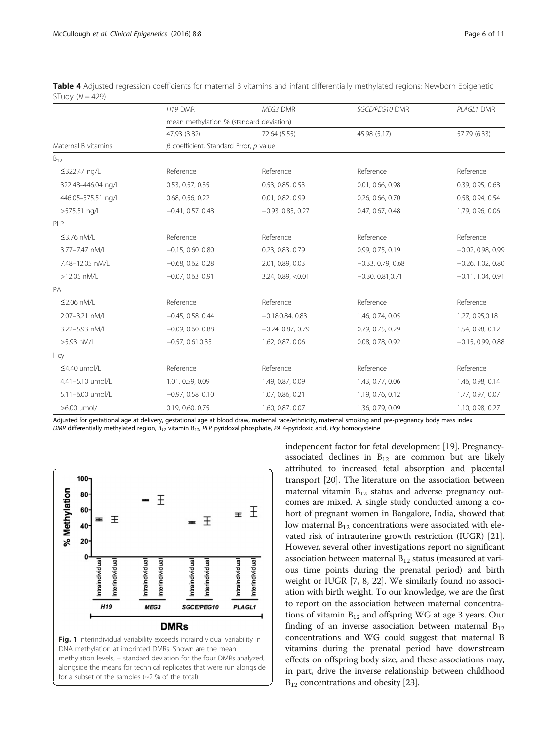**Table 4** Adjusted regression coefficients for maternal B vitamins and infant differentially methylated regions: Newborn Epigenetic STudy ($N = 429$)

| | *H19* DMR | *MEG3* DMR | *SGCE/PEG10* DMR | *PLAGL1* DMR |
|---|---|---|---|---|
| | mean methylation % (standard deviation) | | | |
| | 47.93 (3.82) | 72.64 (5.55) | 45.98 (5.17) | 57.79 (6.33) |
| Maternal B vitamins | $\beta$ coefficient, Standard Error, *p* value | | | |
| $B_{12}$ | | | | |
| ≤322.47 ng/L | Reference | Reference | Reference | Reference |
| 322.48–446.04 ng/L | 0.53, 0.57, 0.35 | 0.53, 0.85, 0.53 | 0.01, 0.66, 0.98 | 0.39, 0.95, 0.68 |
| 446.05–575.51 ng/L | 0.68, 0.56, 0.22 | 0.01, 0.82, 0.99 | 0.26, 0.66, 0.70 | 0.58, 0.94, 0.54 |
| >575.51 ng/L | −0.41, 0.57, 0.48 | −0.93, 0.85, 0.27 | 0.47, 0.67, 0.48 | 1.79, 0.96, 0.06 |
| PLP | | | | |
| ≤3.76 nM/L | Reference | Reference | Reference | Reference |
| 3.77–7.47 nM/L | −0.15, 0.60, 0.80 | 0.23, 0.83, 0.79 | 0.99, 0.75, 0.19 | −0.02, 0.98, 0.99 |
| 7.48–12.05 nM/L | −0.68, 0.62, 0.28 | 2.01, 0.89, 0.03 | −0.33, 0.79, 0.68 | −0.26, 1.02, 0.80 |
| >12.05 nM/L | −0.07, 0.63, 0.91 | 3.24, 0.89, <0.01 | −0.30, 0.81,0.71 | −0.11, 1.04, 0.91 |
| PA | | | | |
| ≤2.06 nM/L | Reference | Reference | Reference | Reference |
| 2.07–3.21 nM/L | −0.45, 0.58, 0.44 | −0.18,0.84, 0.83 | 1.46, 0.74, 0.05 | 1.27, 0.95,0.18 |
| 3.22–5.93 nM/L | −0.09, 0.60, 0.88 | −0.24, 0.87, 0.79 | 0.79, 0.75, 0.29 | 1.54, 0.98, 0.12 |
| >5.93 nM/L | −0.57, 0.61,0.35 | 1.62, 0.87, 0.06 | 0.08, 0.78, 0.92 | −0.15, 0.99, 0.88 |
| Hcy | | | | |
| ≤4.40 umol/L | Reference | Reference | Reference | Reference |
| 4.41–5.10 umol/L | 1.01, 0.59, 0.09 | 1.49, 0.87, 0.09 | 1.43, 0.77, 0.06 | 1.46, 0.98, 0.14 |
| 5.11–6.00 umol/L | −0.97, 0.58, 0.10 | 1.07, 0.86, 0.21 | 1.19, 0.76, 0.12 | 1.77, 0.97, 0.07 |
| >6.00 umol/L | 0.19, 0.60, 0.75 | 1.60, 0.87, 0.07 | 1.36, 0.79, 0.09 | 1.10, 0.98, 0.27 |

Adjusted for gestational age at delivery, gestational age at blood draw, maternal race/ethnicity, maternal smoking and pre-pregnancy body mass index
*DMR* differentially methylated region, $B_{12}$ vitamin $B_{12}$, *PLP* pyridoxal phosphate, *PA* 4-pyridoxic acid, *Hcy* homocysteine

**Fig. 1** Interindividual variability exceeds intraindividual variability in DNA methylation at imprinted DMRs. Shown are the mean methylation levels, ± standard deviation for the four DMRs analyzed, alongside the means for technical replicates that were run alongside for a subset of the samples (~2 % of the total)

independent factor for fetal development [19]. Pregnancy-associated declines in $B_{12}$ are common but are likely attributed to increased fetal absorption and placental transport [20]. The literature on the association between maternal vitamin $B_{12}$ status and adverse pregnancy outcomes are mixed. A single study conducted among a cohort of pregnant women in Bangalore, India, showed that low maternal $B_{12}$ concentrations were associated with elevated risk of intrauterine growth restriction (IUGR) [21]. However, several other investigations report no significant association between maternal $B_{12}$ status (measured at various time points during the prenatal period) and birth weight or IUGR [7, 8, 22]. We similarly found no association with birth weight. To our knowledge, we are the first to report on the association between maternal concentrations of vitamin $B_{12}$ and offspring WG at age 3 years. Our finding of an inverse association between maternal $B_{12}$ concentrations and WG could suggest that maternal B vitamins during the prenatal period have downstream effects on offspring body size, and these associations may, in part, drive the inverse relationship between childhood $B_{12}$ concentrations and obesity [23].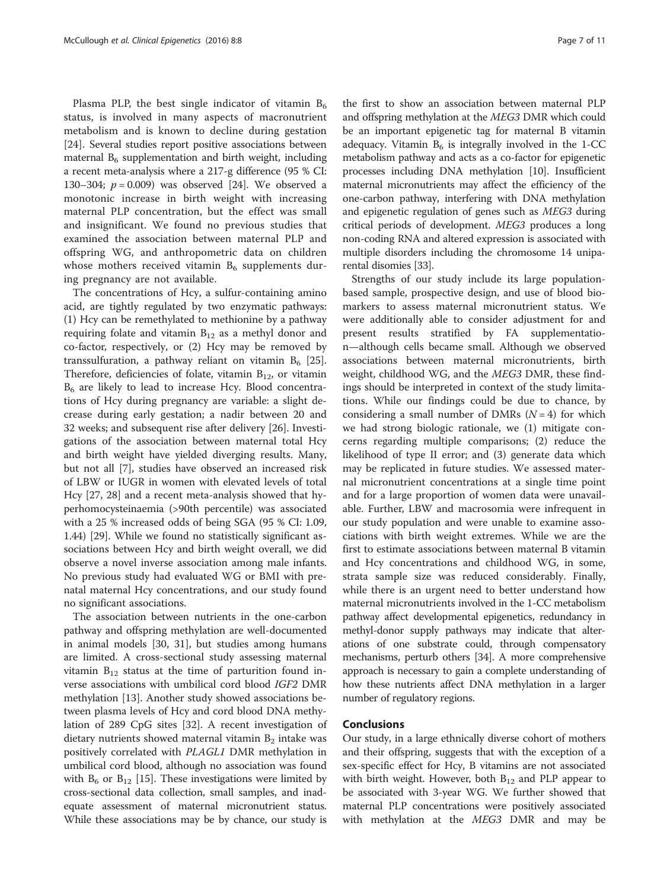Plasma PLP, the best single indicator of vitamin $B_6$ status, is involved in many aspects of macronutrient metabolism and is known to decline during gestation [24]. Several studies report positive associations between maternal $B_6$ supplementation and birth weight, including a recent meta-analysis where a 217-g difference (95 % CI: 130–304; $p = 0.009$) was observed [24]. We observed a monotonic increase in birth weight with increasing maternal PLP concentration, but the effect was small and insignificant. We found no previous studies that examined the association between maternal PLP and offspring WG, and anthropometric data on children whose mothers received vitamin $B_6$ supplements during pregnancy are not available.

The concentrations of Hcy, a sulfur-containing amino acid, are tightly regulated by two enzymatic pathways: (1) Hcy can be remethylated to methionine by a pathway requiring folate and vitamin $B_{12}$ as a methyl donor and co-factor, respectively, or (2) Hcy may be removed by transsulfuration, a pathway reliant on vitamin $B_6$ [25]. Therefore, deficiencies of folate, vitamin $B_{12}$, or vitamin $B_6$ are likely to lead to increase Hcy. Blood concentrations of Hcy during pregnancy are variable: a slight decrease during early gestation; a nadir between 20 and 32 weeks; and subsequent rise after delivery [26]. Investigations of the association between maternal total Hcy and birth weight have yielded diverging results. Many, but not all [7], studies have observed an increased risk of LBW or IUGR in women with elevated levels of total Hcy [27, 28] and a recent meta-analysis showed that hyperhomocysteinaemia (>90th percentile) was associated with a 25 % increased odds of being SGA (95 % CI: 1.09, 1.44) [29]. While we found no statistically significant associations between Hcy and birth weight overall, we did observe a novel inverse association among male infants. No previous study had evaluated WG or BMI with prenatal maternal Hcy concentrations, and our study found no significant associations.

The association between nutrients in the one-carbon pathway and offspring methylation are well-documented in animal models [30, 31], but studies among humans are limited. A cross-sectional study assessing maternal vitamin $B_{12}$ status at the time of parturition found inverse associations with umbilical cord blood *IGF2* DMR methylation [13]. Another study showed associations between plasma levels of Hcy and cord blood DNA methylation of 289 CpG sites [32]. A recent investigation of dietary nutrients showed maternal vitamin $B_2$ intake was positively correlated with *PLAGL1* DMR methylation in umbilical cord blood, although no association was found with $B_6$ or $B_{12}$ [15]. These investigations were limited by cross-sectional data collection, small samples, and inadequate assessment of maternal micronutrient status. While these associations may be by chance, our study is the first to show an association between maternal PLP and offspring methylation at the *MEG3* DMR which could be an important epigenetic tag for maternal B vitamin adequacy. Vitamin $B_6$ is integrally involved in the 1-CC metabolism pathway and acts as a co-factor for epigenetic processes including DNA methylation [10]. Insufficient maternal micronutrients may affect the efficiency of the one-carbon pathway, interfering with DNA methylation and epigenetic regulation of genes such as *MEG3* during critical periods of development. *MEG3* produces a long non-coding RNA and altered expression is associated with multiple disorders including the chromosome 14 uniparental disomies [33].

Strengths of our study include its large population-based sample, prospective design, and use of blood biomarkers to assess maternal micronutrient status. We were additionally able to consider adjustment for and present results stratified by FA supplementation—although cells became small. Although we observed associations between maternal micronutrients, birth weight, childhood WG, and the *MEG3* DMR, these findings should be interpreted in context of the study limitations. While our findings could be due to chance, by considering a small number of DMRs ($N = 4$) for which we had strong biologic rationale, we (1) mitigate concerns regarding multiple comparisons; (2) reduce the likelihood of type II error; and (3) generate data which may be replicated in future studies. We assessed maternal micronutrient concentrations at a single time point and for a large proportion of women data were unavailable. Further, LBW and macrosomia were infrequent in our study population and were unable to examine associations with birth weight extremes. While we are the first to estimate associations between maternal B vitamin and Hcy concentrations and childhood WG, in some, strata sample size was reduced considerably. Finally, while there is an urgent need to better understand how maternal micronutrients involved in the 1-CC metabolism pathway affect developmental epigenetics, redundancy in methyl-donor supply pathways may indicate that alterations of one substrate could, through compensatory mechanisms, perturb others [34]. A more comprehensive approach is necessary to gain a complete understanding of how these nutrients affect DNA methylation in a larger number of regulatory regions.

## Conclusions

Our study, in a large ethnically diverse cohort of mothers and their offspring, suggests that with the exception of a sex-specific effect for Hcy, B vitamins are not associated with birth weight. However, both $B_{12}$ and PLP appear to be associated with 3-year WG. We further showed that maternal PLP concentrations were positively associated with methylation at the *MEG3* DMR and may be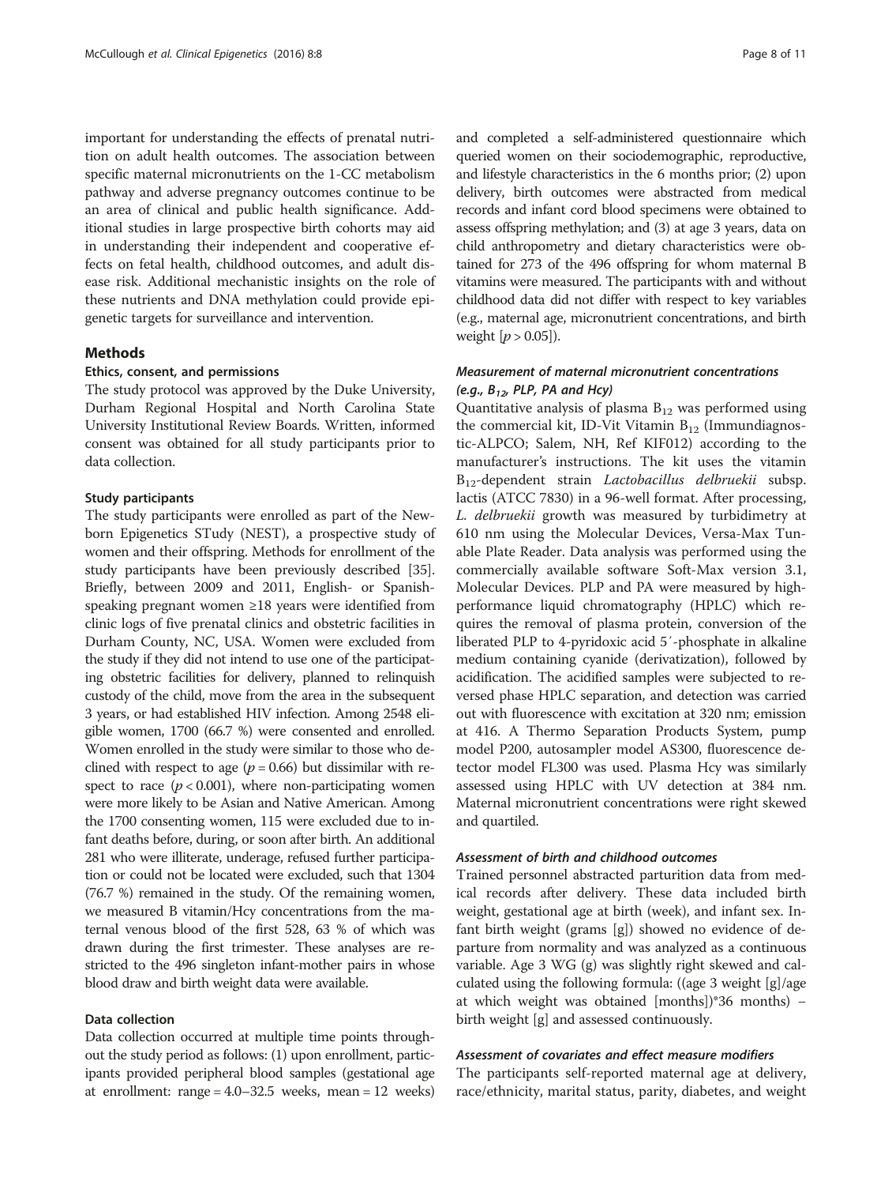important for understanding the effects of prenatal nutrition on adult health outcomes. The association between specific maternal micronutrients on the 1-CC metabolism pathway and adverse pregnancy outcomes continue to be an area of clinical and public health significance. Additional studies in large prospective birth cohorts may aid in understanding their independent and cooperative effects on fetal health, childhood outcomes, and adult disease risk. Additional mechanistic insights on the role of these nutrients and DNA methylation could provide epigenetic targets for surveillance and intervention.

## Methods

### Ethics, consent, and permissions

The study protocol was approved by the Duke University, Durham Regional Hospital and North Carolina State University Institutional Review Boards. Written, informed consent was obtained for all study participants prior to data collection.

### Study participants

The study participants were enrolled as part of the Newborn Epigenetics STudy (NEST), a prospective study of women and their offspring. Methods for enrollment of the study participants have been previously described [35]. Briefly, between 2009 and 2011, English- or Spanish-speaking pregnant women ≥18 years were identified from clinic logs of five prenatal clinics and obstetric facilities in Durham County, NC, USA. Women were excluded from the study if they did not intend to use one of the participating obstetric facilities for delivery, planned to relinquish custody of the child, move from the area in the subsequent 3 years, or had established HIV infection. Among 2548 eligible women, 1700 (66.7 %) were consented and enrolled. Women enrolled in the study were similar to those who declined with respect to age ($p = 0.66$) but dissimilar with respect to race ($p < 0.001$), where non-participating women were more likely to be Asian and Native American. Among the 1700 consenting women, 115 were excluded due to infant deaths before, during, or soon after birth. An additional 281 who were illiterate, underage, refused further participation or could not be located were excluded, such that 1304 (76.7 %) remained in the study. Of the remaining women, we measured B vitamin/Hcy concentrations from the maternal venous blood of the first 528, 63 % of which was drawn during the first trimester. These analyses are restricted to the 496 singleton infant-mother pairs in whose blood draw and birth weight data were available.

### Data collection

Data collection occurred at multiple time points throughout the study period as follows: (1) upon enrollment, participants provided peripheral blood samples (gestational age at enrollment: range = 4.0–32.5 weeks, mean = 12 weeks) and completed a self-administered questionnaire which queried women on their sociodemographic, reproductive, and lifestyle characteristics in the 6 months prior; (2) upon delivery, birth outcomes were abstracted from medical records and infant cord blood specimens were obtained to assess offspring methylation; and (3) at age 3 years, data on child anthropometry and dietary characteristics were obtained for 273 of the 496 offspring for whom maternal B vitamins were measured. The participants with and without childhood data did not differ with respect to key variables (e.g., maternal age, micronutrient concentrations, and birth weight [$p > 0.05$]).

#### *Measurement of maternal micronutrient concentrations (e.g., $B_{12}$, PLP, PA and Hcy)*

Quantitative analysis of plasma $B_{12}$ was performed using the commercial kit, ID-Vit Vitamin $B_{12}$ (Immundiagnostic-ALPCO; Salem, NH, Ref KIF012) according to the manufacturer's instructions. The kit uses the vitamin $B_{12}$-dependent strain *Lactobacillus delbruekii* subsp. lactis (ATCC 7830) in a 96-well format. After processing, *L. delbruekii* growth was measured by turbidimetry at 610 nm using the Molecular Devices, Versa-Max Tunable Plate Reader. Data analysis was performed using the commercially available software Soft-Max version 3.1, Molecular Devices. PLP and PA were measured by high-performance liquid chromatography (HPLC) which requires the removal of plasma protein, conversion of the liberated PLP to 4-pyridoxic acid 5′-phosphate in alkaline medium containing cyanide (derivatization), followed by acidification. The acidified samples were subjected to reversed phase HPLC separation, and detection was carried out with fluorescence with excitation at 320 nm; emission at 416. A Thermo Separation Products System, pump model P200, autosampler model AS300, fluorescence detector model FL300 was used. Plasma Hcy was similarly assessed using HPLC with UV detection at 384 nm. Maternal micronutrient concentrations were right skewed and quartiled.

#### *Assessment of birth and childhood outcomes*

Trained personnel abstracted parturition data from medical records after delivery. These data included birth weight, gestational age at birth (week), and infant sex. Infant birth weight (grams [g]) showed no evidence of departure from normality and was analyzed as a continuous variable. Age 3 WG (g) was slightly right skewed and calculated using the following formula: ((age 3 weight [g]/age at which weight was obtained [months])*36 months) – birth weight [g] and assessed continuously.

#### *Assessment of covariates and effect measure modifiers*

The participants self-reported maternal age at delivery, race/ethnicity, marital status, parity, diabetes, and weight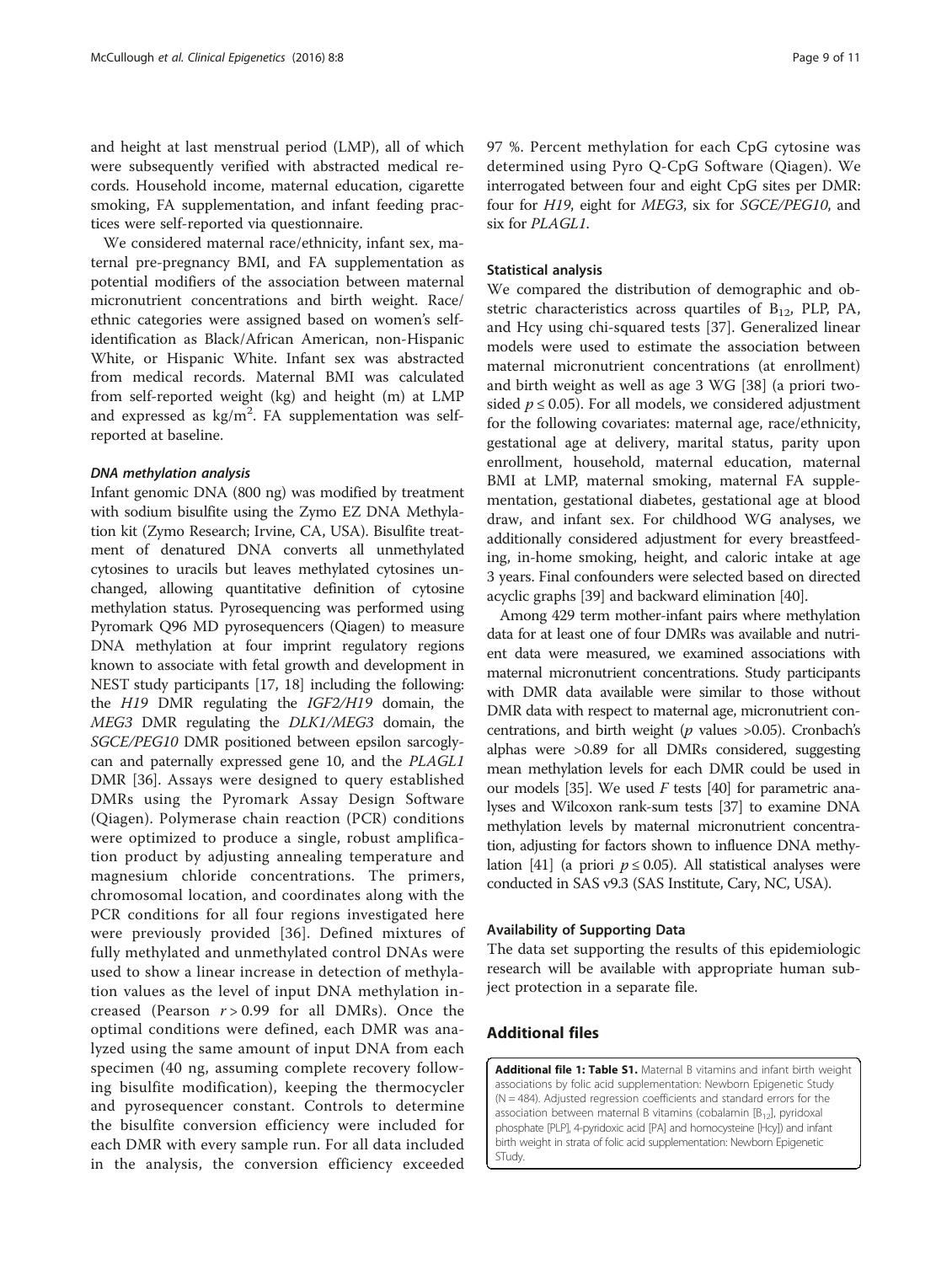and height at last menstrual period (LMP), all of which were subsequently verified with abstracted medical records. Household income, maternal education, cigarette smoking, FA supplementation, and infant feeding practices were self-reported via questionnaire.

We considered maternal race/ethnicity, infant sex, maternal pre-pregnancy BMI, and FA supplementation as potential modifiers of the association between maternal micronutrient concentrations and birth weight. Race/ethnic categories were assigned based on women's self-identification as Black/African American, non-Hispanic White, or Hispanic White. Infant sex was abstracted from medical records. Maternal BMI was calculated from self-reported weight (kg) and height (m) at LMP and expressed as kg/m$^2$. FA supplementation was self-reported at baseline.

#### *DNA methylation analysis*

Infant genomic DNA (800 ng) was modified by treatment with sodium bisulfite using the Zymo EZ DNA Methylation kit (Zymo Research; Irvine, CA, USA). Bisulfite treatment of denatured DNA converts all unmethylated cytosines to uracils but leaves methylated cytosines unchanged, allowing quantitative definition of cytosine methylation status. Pyrosequencing was performed using Pyromark Q96 MD pyrosequencers (Qiagen) to measure DNA methylation at four imprint regulatory regions known to associate with fetal growth and development in NEST study participants [17, 18] including the following: the *H19* DMR regulating the *IGF2/H19* domain, the *MEG3* DMR regulating the *DLK1/MEG3* domain, the *SGCE/PEG10* DMR positioned between epsilon sarcoglycan and paternally expressed gene 10, and the *PLAGL1* DMR [36]. Assays were designed to query established DMRs using the Pyromark Assay Design Software (Qiagen). Polymerase chain reaction (PCR) conditions were optimized to produce a single, robust amplification product by adjusting annealing temperature and magnesium chloride concentrations. The primers, chromosomal location, and coordinates along with the PCR conditions for all four regions investigated here were previously provided [36]. Defined mixtures of fully methylated and unmethylated control DNAs were used to show a linear increase in detection of methylation values as the level of input DNA methylation increased (Pearson $r > 0.99$ for all DMRs). Once the optimal conditions were defined, each DMR was analyzed using the same amount of input DNA from each specimen (40 ng, assuming complete recovery following bisulfite modification), keeping the thermocycler and pyrosequencer constant. Controls to determine the bisulfite conversion efficiency were included for each DMR with every sample run. For all data included in the analysis, the conversion efficiency exceeded 97 %. Percent methylation for each CpG cytosine was determined using Pyro Q-CpG Software (Qiagen). We interrogated between four and eight CpG sites per DMR: four for *H19*, eight for *MEG3*, six for *SGCE/PEG10*, and six for *PLAGL1*.

#### Statistical analysis

We compared the distribution of demographic and obstetric characteristics across quartiles of $B_{12}$, PLP, PA, and Hcy using chi-squared tests [37]. Generalized linear models were used to estimate the association between maternal micronutrient concentrations (at enrollment) and birth weight as well as age 3 WG [38] (a priori two-sided $p \leq 0.05$). For all models, we considered adjustment for the following covariates: maternal age, race/ethnicity, gestational age at delivery, marital status, parity upon enrollment, household, maternal education, maternal BMI at LMP, maternal smoking, maternal FA supplementation, gestational diabetes, gestational age at blood draw, and infant sex. For childhood WG analyses, we additionally considered adjustment for every breastfeeding, in-home smoking, height, and caloric intake at age 3 years. Final confounders were selected based on directed acyclic graphs [39] and backward elimination [40].

Among 429 term mother-infant pairs where methylation data for at least one of four DMRs was available and nutrient data were measured, we examined associations with maternal micronutrient concentrations. Study participants with DMR data available were similar to those without DMR data with respect to maternal age, micronutrient concentrations, and birth weight ($p$ values >0.05). Cronbach's alphas were >0.89 for all DMRs considered, suggesting mean methylation levels for each DMR could be used in our models [35]. We used $F$ tests [40] for parametric analyses and Wilcoxon rank-sum tests [37] to examine DNA methylation levels by maternal micronutrient concentration, adjusting for factors shown to influence DNA methylation [41] (a priori $p \leq 0.05$). All statistical analyses were conducted in SAS v9.3 (SAS Institute, Cary, NC, USA).

### Availability of Supporting Data

The data set supporting the results of this epidemiologic research will be available with appropriate human subject protection in a separate file.

## Additional files

**Additional file 1: Table S1.** Maternal B vitamins and infant birth weight associations by folic acid supplementation: Newborn Epigenetic Study (N = 484). Adjusted regression coefficients and standard errors for the association between maternal B vitamins (cobalamin [$B_{12}$], pyridoxal phosphate [PLP], 4-pyridoxic acid [PA] and homocysteine [Hcy]) and infant birth weight in strata of folic acid supplementation: Newborn Epigenetic STudy.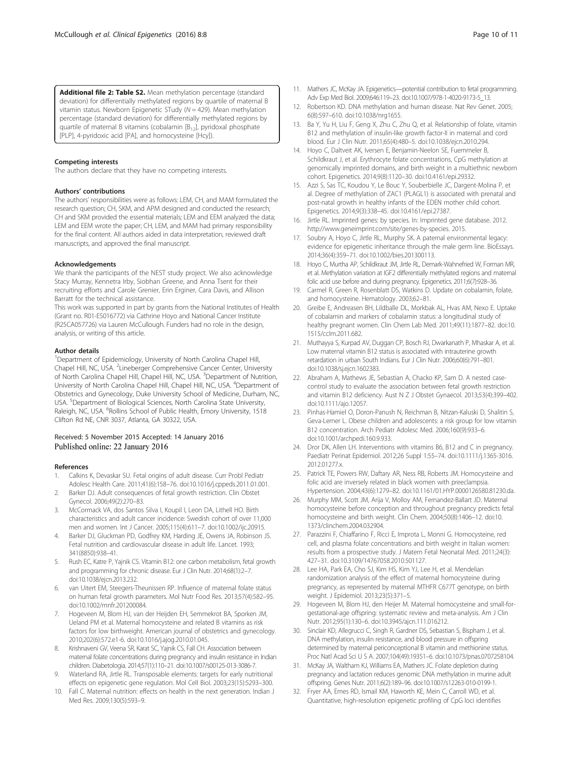**Additional file 2: Table S2.** Mean methylation percentage (standard deviation) for differentially methylated regions by quartile of maternal B vitamin status. Newborn Epigenetic STudy ($N = 429$). Mean methylation percentage (standard deviation) for differentially methylated regions by quartile of maternal B vitamins (cobalamin [$B_{12}$], pyridoxal phosphate [PLP], 4-pyridoxic acid [PA], and homocysteine [Hcy]).

#### Competing interests

The authors declare that they have no competing interests.

#### Authors' contributions

The authors' responsibilities were as follows: LEM, CH, and MAM formulated the research question; CH, SKM, and APM designed and conducted the research; CH and SKM provided the essential materials; LEM and EEM analyzed the data; LEM and EEM wrote the paper; CH, LEM, and MAM had primary responsibility for the final content. All authors aided in data interpretation, reviewed draft manuscripts, and approved the final manuscript.

#### Acknowledgements

We thank the participants of the NEST study project. We also acknowledge Stacy Murray, Kennetra Irby, Siobhan Greene, and Anna Tsent for their recruiting efforts and Carole Grenier, Erin Erginer, Cara Davis, and Allison Barratt for the technical assistance.

This work was supported in part by grants from the National Institutes of Health (Grant no. R01-ES016772) via Cathrine Hoyo and National Cancer Institute (R25CA057726) via Lauren McCullough. Funders had no role in the design, analysis, or writing of this article.

#### Author details

[1]Department of Epidemiology, University of North Carolina Chapel Hill, Chapel Hill, NC, USA. [2]Lineberger Comprehensive Cancer Center, University of North Carolina Chapel Hill, Chapel Hill, NC, USA. [3]Department of Nutrition, University of North Carolina Chapel Hill, Chapel Hill, NC, USA. [4]Department of Obstetrics and Gynecology, Duke University School of Medicine, Durham, NC, USA. [5]Department of Biological Sciences, North Carolina State University, Raleigh, NC, USA. [6]Rollins School of Public Health, Emory University, 1518 Clifton Rd NE, CNR 3037, Atlanta, GA 30322, USA.

Received: 5 November 2015 Accepted: 14 January 2016
Published online: 22 January 2016

#### References

1. Calkins K, Devaskar SU. Fetal origins of adult disease. Curr Probl Pediatr Adolesc Health Care. 2011;41(6):158–76. doi:10.1016/j.cppeds.2011.01.001.
2. Barker DJ. Adult consequences of fetal growth restriction. Clin Obstet Gynecol. 2006;49(2):270–83.
3. McCormack VA, dos Santos Silva I, Koupil I, Leon DA, Lithell HO. Birth characteristics and adult cancer incidence: Swedish cohort of over 11,000 men and women. Int J Cancer. 2005;115(4):611–7. doi:10.1002/ijc.20915.
4. Barker DJ, Gluckman PD, Godfrey KM, Harding JE, Owens JA, Robinson JS. Fetal nutrition and cardiovascular disease in adult life. Lancet. 1993; 341(8850):938–41.
5. Rush EC, Katre P, Yajnik CS. Vitamin B12: one carbon metabolism, fetal growth and programming for chronic disease. Eur J Clin Nutr. 2014;68(1):2–7. doi:10.1038/ejcn.2013.232.
6. van Uitert EM, Steegers-Theunissen RP. Influence of maternal folate status on human fetal growth parameters. Mol Nutr Food Res. 2013;57(4):582–95. doi:10.1002/mnfr.201200084.
7. Hogeveen M, Blom HJ, van der Heijden EH, Semmekrot BA, Sporken JM, Ueland PM et al. Maternal homocysteine and related B vitamins as risk factors for low birthweight. American journal of obstetrics and gynecology. 2010;202(6):572.e1-6. doi:10.1016/j.ajog.2010.01.045.
8. Krishnaveni GV, Veena SR, Karat SC, Yajnik CS, Fall CH. Association between maternal folate concentrations during pregnancy and insulin resistance in Indian children. Diabetologia. 2014;57(1):110–21. doi:10.1007/s00125-013-3086-7.
9. Waterland RA, Jirtle RL. Transposable elements: targets for early nutritional effects on epigenetic gene regulation. Mol Cell Biol. 2003;23(15):5293–300.
10. Fall C. Maternal nutrition: effects on health in the next generation. Indian J Med Res. 2009;130(5):593–9.
11. Mathers JC, McKay JA. Epigenetics—potential contribution to fetal programming. Adv Exp Med Biol. 2009;646:119–23. doi:10.1007/978-1-4020-9173-5_13.
12. Robertson KD. DNA methylation and human disease. Nat Rev Genet. 2005; 6(8):597–610. doi:10.1038/nrg1655.
13. Ba Y, Yu H, Liu F, Geng X, Zhu C, Zhu Q, et al. Relationship of folate, vitamin B12 and methylation of insulin-like growth factor-II in maternal and cord blood. Eur J Clin Nutr. 2011;65(4):480–5. doi:10.1038/ejcn.2010.294.
14. Hoyo C, Daltveit AK, Iversen E, Benjamin-Neelon SE, Fuemmeler B, Schildkraut J, et al. Erythrocyte folate concentrations, CpG methylation at genomically imprinted domains, and birth weight in a multiethnic newborn cohort. Epigenetics. 2014;9(8):1120–30. doi:10.4161/epi.29332.
15. Azzi S, Sas TC, Koudou Y, Le Bouc Y, Souberbielle JC, Dargent-Molina P, et al. Degree of methylation of ZAC1 (PLAGL1) is associated with prenatal and post-natal growth in healthy infants of the EDEN mother child cohort. Epigenetics. 2014;9(3):338–45. doi:10.4161/epi.27387.
16. Jirtle RL. Imprinted genes: by species. In: Imprinted gene database. 2012. http://www.geneimprint.com/site/genes-by-species. 2015.
17. Soubry A, Hoyo C, Jirtle RL, Murphy SK. A paternal environmental legacy: evidence for epigenetic inheritance through the male germ line. BioEssays. 2014;36(4):359–71. doi:10.1002/bies.201300113.
18. Hoyo C, Murtha AP, Schildkraut JM, Jirtle RL, Demark-Wahnefried W, Forman MR, et al. Methylation variation at IGF2 differentially methylated regions and maternal folic acid use before and during pregnancy. Epigenetics. 2011;6(7):928–36.
19. Carmel R, Green R, Rosenblatt DS, Watkins D. Update on cobalamin, folate, and homocysteine. Hematology. 2003;62–81.
20. Greibe E, Andreasen BH, Lildballe DL, Morkbak AL, Hvas AM, Nexo E. Uptake of cobalamin and markers of cobalamin status: a longitudinal study of healthy pregnant women. Clin Chem Lab Med. 2011;49(11):1877–82. doi:10.1515/cclm.2011.682.
21. Muthayya S, Kurpad AV, Duggan CP, Bosch RJ, Dwarkanath P, Mhaskar A, et al. Low maternal vitamin B12 status is associated with intrauterine growth retardation in urban South Indians. Eur J Clin Nutr. 2006;60(6):791–801. doi:10.1038/sj.ejcn.1602383.
22. Abraham A, Mathews JE, Sebastian A, Chacko KP, Sam D. A nested case-control study to evaluate the association between fetal growth restriction and vitamin B12 deficiency. Aust N Z J Obstet Gynaecol. 2013;53(4):399–402. doi:10.1111/ajo.12057.
23. Pinhas-Hamiel O, Doron-Panush N, Reichman B, Nitzan-Kaluski D, Shalitin S, Geva-Lerner L. Obese children and adolescents: a risk group for low vitamin B12 concentration. Arch Pediatr Adolesc Med. 2006;160(9):933–6. doi:10.1001/archpedi.160.9.933.
24. Dror DK, Allen LH. Interventions with vitamins B6, B12 and C in pregnancy. Paediatr Perinat Epidemiol. 2012;26 Suppl 1:55–74. doi:10.1111/j.1365-3016.2012.01277.x.
25. Patrick TE, Powers RW, Daftary AR, Ness RB, Roberts JM. Homocysteine and folic acid are inversely related in black women with preeclampsia. Hypertension. 2004;43(6):1279–82. doi:10.1161/01.HYP.0000126580.81230.da.
26. Murphy MM, Scott JM, Arija V, Molloy AM, Fernandez-Ballart JD. Maternal homocysteine before conception and throughout pregnancy predicts fetal homocysteine and birth weight. Clin Chem. 2004;50(8):1406–12. doi:10.1373/clinchem.2004.032904.
27. Parazzini F, Chiaffarino F, Ricci E, Improta L, Monni G. Homocysteine, red cell, and plasma folate concentrations and birth weight in Italian women: results from a prospective study. J Matern Fetal Neonatal Med. 2011;24(3): 427–31. doi:10.3109/14767058.2010.501127.
28. Lee HA, Park EA, Cho SJ, Kim HS, Kim YJ, Lee H, et al. Mendelian randomization analysis of the effect of maternal homocysteine during pregnancy, as represented by maternal MTHFR C677T genotype, on birth weight. J Epidemiol. 2013;23(5):371–5.
29. Hogeveen M, Blom HJ, den Heijer M. Maternal homocysteine and small-for-gestational-age offspring: systematic review and meta-analysis. Am J Clin Nutr. 2012;95(1):130–6. doi:10.3945/ajcn.111.016212.
30. Sinclair KD, Allegrucci C, Singh R, Gardner DS, Sebastian S, Bispham J, et al. DNA methylation, insulin resistance, and blood pressure in offspring determined by maternal periconceptional B vitamin and methionine status. Proc Natl Acad Sci U S A. 2007;104(49):19351–6. doi:10.1073/pnas.0707258104.
31. McKay JA, Waltham KJ, Williams EA, Mathers JC. Folate depletion during pregnancy and lactation reduces genomic DNA methylation in murine adult offspring. Genes Nutr. 2011;6(2):189–96. doi:10.1007/s12263-010-0199-1.
32. Fryer AA, Emes RD, Ismail KM, Haworth KE, Mein C, Carroll WD, et al. Quantitative, high-resolution epigenetic profiling of CpG loci identifies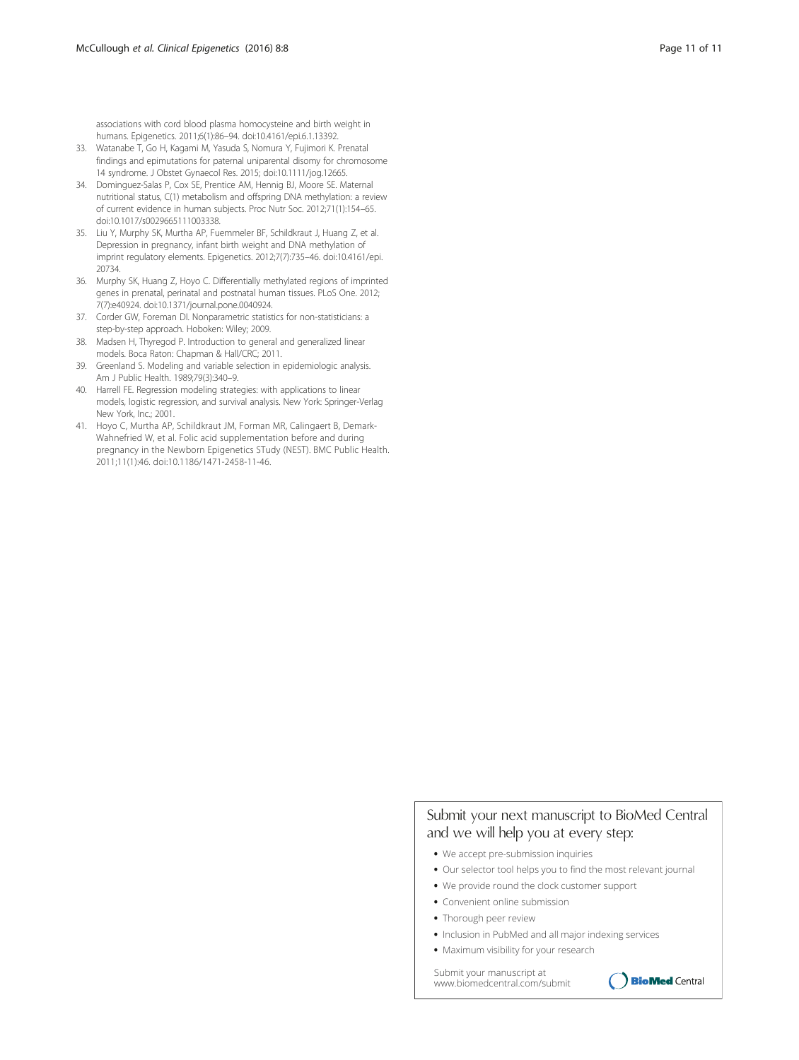associations with cord blood plasma homocysteine and birth weight in humans. Epigenetics. 2011;6(1):86–94. doi:10.4161/epi.6.1.13392.

33. Watanabe T, Go H, Kagami M, Yasuda S, Nomura Y, Fujimori K. Prenatal findings and epimutations for paternal uniparental disomy for chromosome 14 syndrome. J Obstet Gynaecol Res. 2015; doi:10.1111/jog.12665.
34. Dominguez-Salas P, Cox SE, Prentice AM, Hennig BJ, Moore SE. Maternal nutritional status, C(1) metabolism and offspring DNA methylation: a review of current evidence in human subjects. Proc Nutr Soc. 2012;71(1):154–65. doi:10.1017/s0029665111003338.
35. Liu Y, Murphy SK, Murtha AP, Fuemmeler BF, Schildkraut J, Huang Z, et al. Depression in pregnancy, infant birth weight and DNA methylation of imprint regulatory elements. Epigenetics. 2012;7(7):735–46. doi:10.4161/epi.20734.
36. Murphy SK, Huang Z, Hoyo C. Differentially methylated regions of imprinted genes in prenatal, perinatal and postnatal human tissues. PLoS One. 2012; 7(7):e40924. doi:10.1371/journal.pone.0040924.
37. Corder GW, Foreman DI. Nonparametric statistics for non-statisticians: a step-by-step approach. Hoboken: Wiley; 2009.
38. Madsen H, Thyregod P. Introduction to general and generalized linear models. Boca Raton: Chapman & Hall/CRC; 2011.
39. Greenland S. Modeling and variable selection in epidemiologic analysis. Am J Public Health. 1989;79(3):340–9.
40. Harrell FE. Regression modeling strategies: with applications to linear models, logistic regression, and survival analysis. New York: Springer-Verlag New York, Inc.; 2001.
41. Hoyo C, Murtha AP, Schildkraut JM, Forman MR, Calingaert B, Demark-Wahnefried W, et al. Folic acid supplementation before and during pregnancy in the Newborn Epigenetics STudy (NEST). BMC Public Health. 2011;11(1):46. doi:10.1186/1471-2458-11-46.

Submit your next manuscript to BioMed Central and we will help you at every step:

- We accept pre-submission inquiries
- Our selector tool helps you to find the most relevant journal
- We provide round the clock customer support
- Convenient online submission
- Thorough peer review
- Inclusion in PubMed and all major indexing services
- Maximum visibility for your research

Submit your manuscript at www.biomedcentral.com/submit

BioMed Central